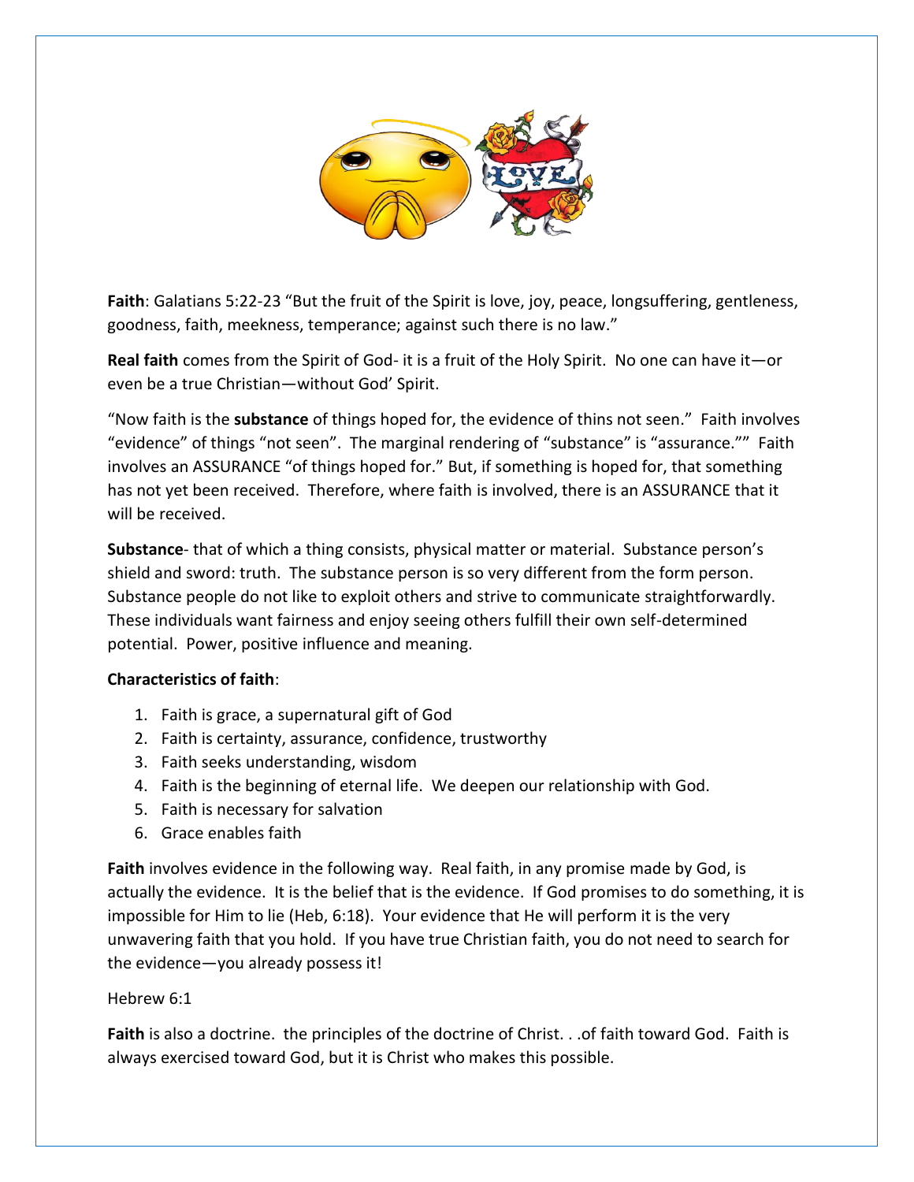**Faith**: Galatians 5:22-23 “But the fruit of the Spirit is love, joy, peace, longsuffering, gentleness, goodness, faith, meekness, temperance; against such there is no law.”

**Real faith** comes from the Spirit of God- it is a fruit of the Holy Spirit. No one can have it—or even be a true Christian—without God’ Spirit.

“Now faith is the **substance** of things hoped for, the evidence of thins not seen.” Faith involves “evidence” of things “not seen”. The marginal rendering of “substance” is “assurance.”” Faith involves an ASSURANCE “of things hoped for.” But, if something is hoped for, that something has not yet been received. Therefore, where faith is involved, there is an ASSURANCE that it will be received.

**Substance**- that of which a thing consists, physical matter or material. Substance person’s shield and sword: truth. The substance person is so very different from the form person. Substance people do not like to exploit others and strive to communicate straightforwardly. These individuals want fairness and enjoy seeing others fulfill their own self-determined potential. Power, positive influence and meaning.

**Characteristics of faith**:

1. Faith is grace, a supernatural gift of God
2. Faith is certainty, assurance, confidence, trustworthy
3. Faith seeks understanding, wisdom
4. Faith is the beginning of eternal life. We deepen our relationship with God.
5. Faith is necessary for salvation
6. Grace enables faith

**Faith** involves evidence in the following way. Real faith, in any promise made by God, is actually the evidence. It is the belief that is the evidence. If God promises to do something, it is impossible for Him to lie (Heb, 6:18). Your evidence that He will perform it is the very unwavering faith that you hold. If you have true Christian faith, you do not need to search for the evidence—you already possess it!

Hebrew 6:1

**Faith** is also a doctrine. the principles of the doctrine of Christ. . .of faith toward God. Faith is always exercised toward God, but it is Christ who makes this possible.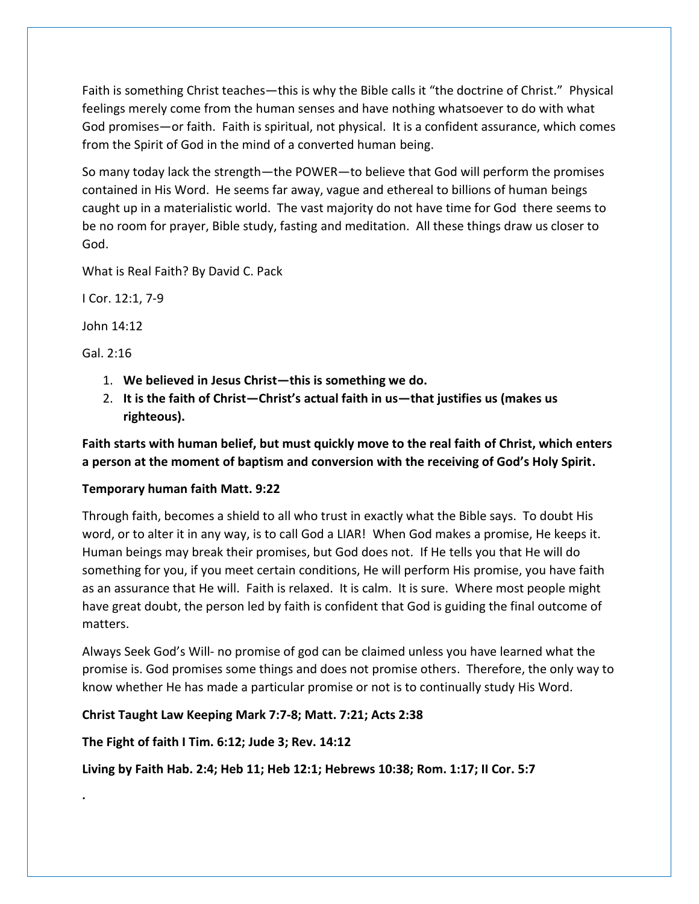Faith is something Christ teaches—this is why the Bible calls it "the doctrine of Christ." Physical feelings merely come from the human senses and have nothing whatsoever to do with what God promises—or faith. Faith is spiritual, not physical. It is a confident assurance, which comes from the Spirit of God in the mind of a converted human being.

So many today lack the strength—the POWER—to believe that God will perform the promises contained in His Word. He seems far away, vague and ethereal to billions of human beings caught up in a materialistic world. The vast majority do not have time for God there seems to be no room for prayer, Bible study, fasting and meditation. All these things draw us closer to God.

What is Real Faith? By David C. Pack

I Cor. 12:1, 7-9

John 14:12

Gal. 2:16

1. **We believed in Jesus Christ—this is something we do.**
2. **It is the faith of Christ—Christ's actual faith in us—that justifies us (makes us righteous).**

**Faith starts with human belief, but must quickly move to the real faith of Christ, which enters a person at the moment of baptism and conversion with the receiving of God's Holy Spirit.**

**Temporary human faith Matt. 9:22**

Through faith, becomes a shield to all who trust in exactly what the Bible says. To doubt His word, or to alter it in any way, is to call God a LIAR! When God makes a promise, He keeps it. Human beings may break their promises, but God does not. If He tells you that He will do something for you, if you meet certain conditions, He will perform His promise, you have faith as an assurance that He will. Faith is relaxed. It is calm. It is sure. Where most people might have great doubt, the person led by faith is confident that God is guiding the final outcome of matters.

Always Seek God's Will- no promise of god can be claimed unless you have learned what the promise is. God promises some things and does not promise others. Therefore, the only way to know whether He has made a particular promise or not is to continually study His Word.

**Christ Taught Law Keeping Mark 7:7-8; Matt. 7:21; Acts 2:38**

**The Fight of faith I Tim. 6:12; Jude 3; Rev. 14:12**

**Living by Faith Hab. 2:4; Heb 11; Heb 12:1; Hebrews 10:38; Rom. 1:17; II Cor. 5:7**

.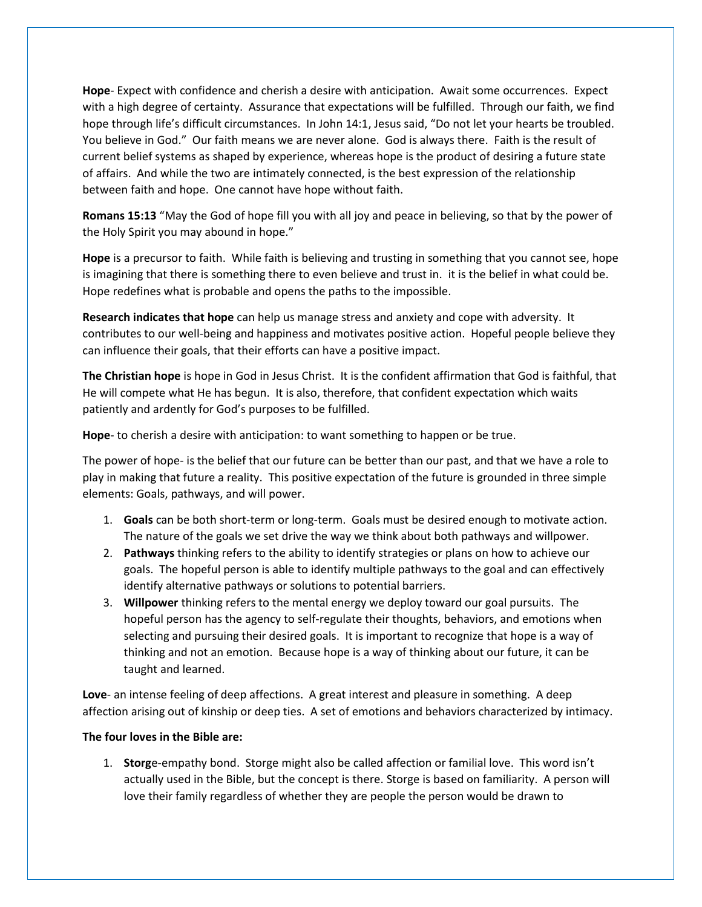**Hope**- Expect with confidence and cherish a desire with anticipation. Await some occurrences. Expect with a high degree of certainty. Assurance that expectations will be fulfilled. Through our faith, we find hope through life's difficult circumstances. In John 14:1, Jesus said, "Do not let your hearts be troubled. You believe in God." Our faith means we are never alone. God is always there. Faith is the result of current belief systems as shaped by experience, whereas hope is the product of desiring a future state of affairs. And while the two are intimately connected, is the best expression of the relationship between faith and hope. One cannot have hope without faith.

**Romans 15:13** "May the God of hope fill you with all joy and peace in believing, so that by the power of the Holy Spirit you may abound in hope."

**Hope** is a precursor to faith. While faith is believing and trusting in something that you cannot see, hope is imagining that there is something there to even believe and trust in. it is the belief in what could be. Hope redefines what is probable and opens the paths to the impossible.

**Research indicates that hope** can help us manage stress and anxiety and cope with adversity. It contributes to our well-being and happiness and motivates positive action. Hopeful people believe they can influence their goals, that their efforts can have a positive impact.

**The Christian hope** is hope in God in Jesus Christ. It is the confident affirmation that God is faithful, that He will compete what He has begun. It is also, therefore, that confident expectation which waits patiently and ardently for God's purposes to be fulfilled.

**Hope**- to cherish a desire with anticipation: to want something to happen or be true.

The power of hope- is the belief that our future can be better than our past, and that we have a role to play in making that future a reality. This positive expectation of the future is grounded in three simple elements: Goals, pathways, and will power.

1. **Goals** can be both short-term or long-term. Goals must be desired enough to motivate action. The nature of the goals we set drive the way we think about both pathways and willpower.
2. **Pathways** thinking refers to the ability to identify strategies or plans on how to achieve our goals. The hopeful person is able to identify multiple pathways to the goal and can effectively identify alternative pathways or solutions to potential barriers.
3. **Willpower** thinking refers to the mental energy we deploy toward our goal pursuits. The hopeful person has the agency to self-regulate their thoughts, behaviors, and emotions when selecting and pursuing their desired goals. It is important to recognize that hope is a way of thinking and not an emotion. Because hope is a way of thinking about our future, it can be taught and learned.

**Love**- an intense feeling of deep affections. A great interest and pleasure in something. A deep affection arising out of kinship or deep ties. A set of emotions and behaviors characterized by intimacy.

**The four loves in the Bible are:**

1. **Storg**e-empathy bond. Storge might also be called affection or familial love. This word isn't actually used in the Bible, but the concept is there. Storge is based on familiarity. A person will love their family regardless of whether they are people the person would be drawn to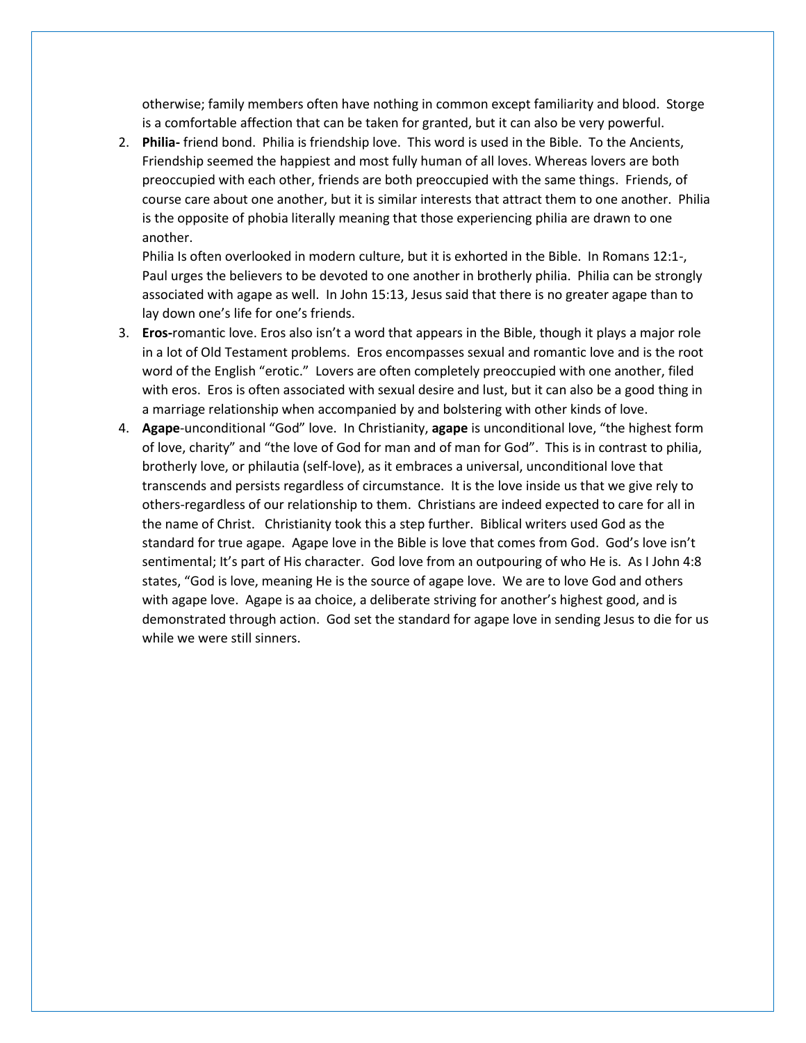otherwise; family members often have nothing in common except familiarity and blood. Storge is a comfortable affection that can be taken for granted, but it can also be very powerful.

2. **Philia-** friend bond. Philia is friendship love. This word is used in the Bible. To the Ancients, Friendship seemed the happiest and most fully human of all loves. Whereas lovers are both preoccupied with each other, friends are both preoccupied with the same things. Friends, of course care about one another, but it is similar interests that attract them to one another. Philia is the opposite of phobia literally meaning that those experiencing philia are drawn to one another.

   Philia Is often overlooked in modern culture, but it is exhorted in the Bible. In Romans 12:1-, Paul urges the believers to be devoted to one another in brotherly philia. Philia can be strongly associated with agape as well. In John 15:13, Jesus said that there is no greater agape than to lay down one's life for one's friends.

3. **Eros-**romantic love. Eros also isn't a word that appears in the Bible, though it plays a major role in a lot of Old Testament problems. Eros encompasses sexual and romantic love and is the root word of the English "erotic." Lovers are often completely preoccupied with one another, filed with eros. Eros is often associated with sexual desire and lust, but it can also be a good thing in a marriage relationship when accompanied by and bolstering with other kinds of love.

4. **Agape**-unconditional "God" love. In Christianity, **agape** is unconditional love, "the highest form of love, charity" and "the love of God for man and of man for God". This is in contrast to philia, brotherly love, or philautia (self-love), as it embraces a universal, unconditional love that transcends and persists regardless of circumstance. It is the love inside us that we give rely to others-regardless of our relationship to them. Christians are indeed expected to care for all in the name of Christ. Christianity took this a step further. Biblical writers used God as the standard for true agape. Agape love in the Bible is love that comes from God. God's love isn't sentimental; It's part of His character. God love from an outpouring of who He is. As I John 4:8 states, "God is love, meaning He is the source of agape love. We are to love God and others with agape love. Agape is aa choice, a deliberate striving for another's highest good, and is demonstrated through action. God set the standard for agape love in sending Jesus to die for us while we were still sinners.